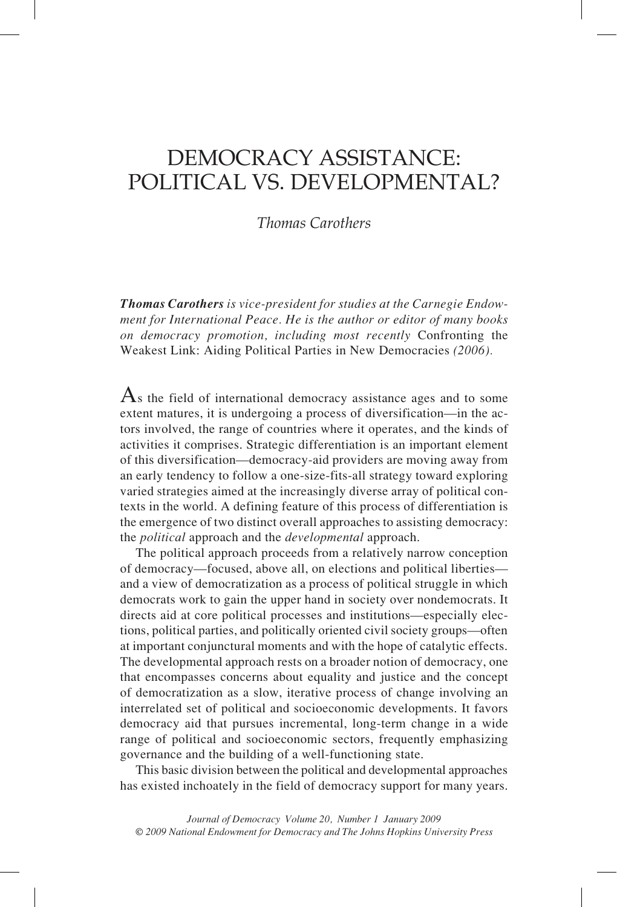# DEMOCRACY ASSISTANCE: POLITICAL VS. DEVELOPMENTAL?

*Thomas Carothers*

***Thomas Carothers** is vice-president for studies at the Carnegie Endowment for International Peace. He is the author or editor of many books on democracy promotion, including most recently* Confronting the Weakest Link: Aiding Political Parties in New Democracies *(2006).*

As the field of international democracy assistance ages and to some extent matures, it is undergoing a process of diversification—in the actors involved, the range of countries where it operates, and the kinds of activities it comprises. Strategic differentiation is an important element of this diversification—democracy-aid providers are moving away from an early tendency to follow a one-size-fits-all strategy toward exploring varied strategies aimed at the increasingly diverse array of political contexts in the world. A defining feature of this process of differentiation is the emergence of two distinct overall approaches to assisting democracy: the *political* approach and the *developmental* approach.

The political approach proceeds from a relatively narrow conception of democracy—focused, above all, on elections and political liberties—and a view of democratization as a process of political struggle in which democrats work to gain the upper hand in society over nondemocrats. It directs aid at core political processes and institutions—especially elections, political parties, and politically oriented civil society groups—often at important conjunctural moments and with the hope of catalytic effects. The developmental approach rests on a broader notion of democracy, one that encompasses concerns about equality and justice and the concept of democratization as a slow, iterative process of change involving an interrelated set of political and socioeconomic developments. It favors democracy aid that pursues incremental, long-term change in a wide range of political and socioeconomic sectors, frequently emphasizing governance and the building of a well-functioning state.

This basic division between the political and developmental approaches has existed inchoately in the field of democracy support for many years.

*Journal of Democracy Volume 20, Number 1 January 2009*
*© 2009 National Endowment for Democracy and The Johns Hopkins University Press*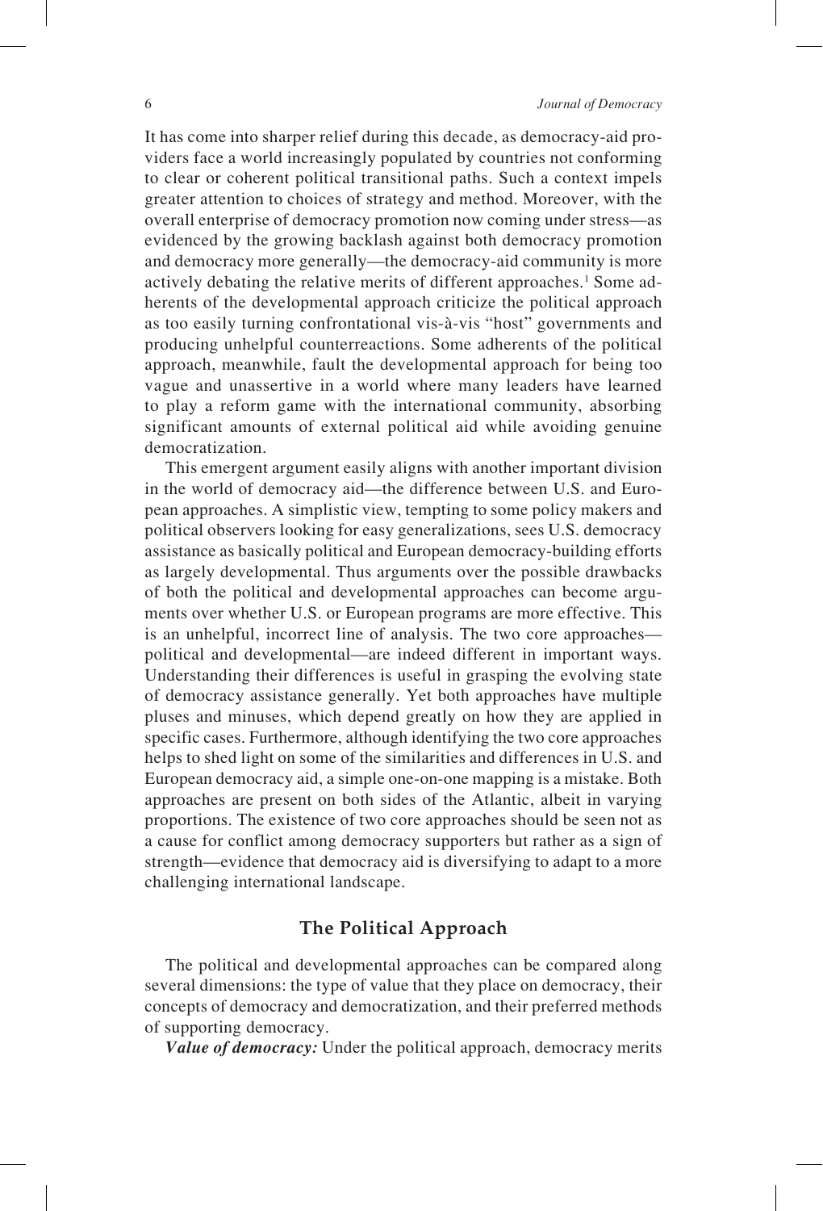It has come into sharper relief during this decade, as democracy-aid providers face a world increasingly populated by countries not conforming to clear or coherent political transitional paths. Such a context impels greater attention to choices of strategy and method. Moreover, with the overall enterprise of democracy promotion now coming under stress—as evidenced by the growing backlash against both democracy promotion and democracy more generally—the democracy-aid community is more actively debating the relative merits of different approaches.[1] Some adherents of the developmental approach criticize the political approach as too easily turning confrontational vis-à-vis "host" governments and producing unhelpful counterreactions. Some adherents of the political approach, meanwhile, fault the developmental approach for being too vague and unassertive in a world where many leaders have learned to play a reform game with the international community, absorbing significant amounts of external political aid while avoiding genuine democratization.

This emergent argument easily aligns with another important division in the world of democracy aid—the difference between U.S. and European approaches. A simplistic view, tempting to some policy makers and political observers looking for easy generalizations, sees U.S. democracy assistance as basically political and European democracy-building efforts as largely developmental. Thus arguments over the possible drawbacks of both the political and developmental approaches can become arguments over whether U.S. or European programs are more effective. This is an unhelpful, incorrect line of analysis. The two core approaches—political and developmental—are indeed different in important ways. Understanding their differences is useful in grasping the evolving state of democracy assistance generally. Yet both approaches have multiple pluses and minuses, which depend greatly on how they are applied in specific cases. Furthermore, although identifying the two core approaches helps to shed light on some of the similarities and differences in U.S. and European democracy aid, a simple one-on-one mapping is a mistake. Both approaches are present on both sides of the Atlantic, albeit in varying proportions. The existence of two core approaches should be seen not as a cause for conflict among democracy supporters but rather as a sign of strength—evidence that democracy aid is diversifying to adapt to a more challenging international landscape.

## The Political Approach

The political and developmental approaches can be compared along several dimensions: the type of value that they place on democracy, their concepts of democracy and democratization, and their preferred methods of supporting democracy.

***Value of democracy:*** Under the political approach, democracy merits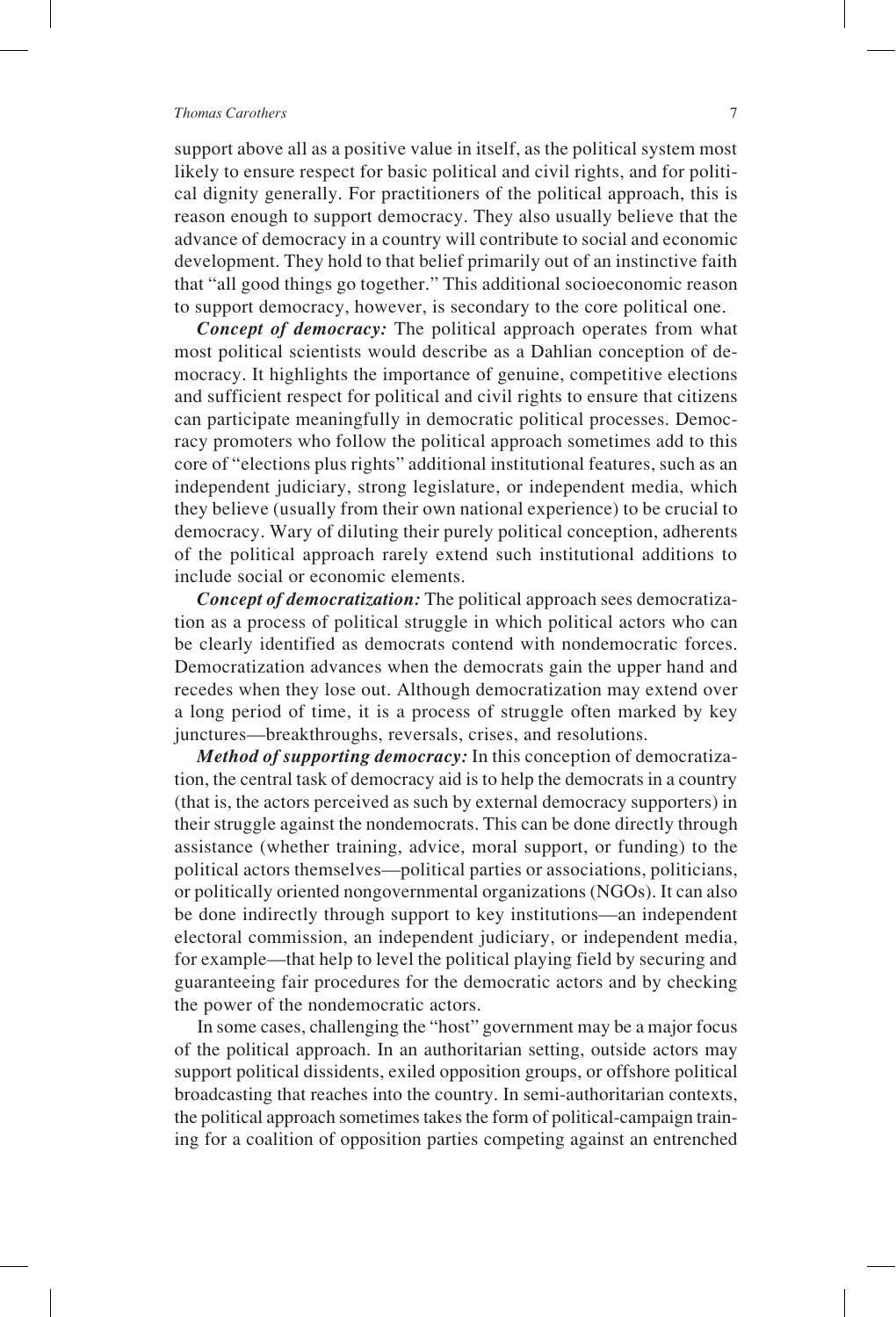support above all as a positive value in itself, as the political system most likely to ensure respect for basic political and civil rights, and for political dignity generally. For practitioners of the political approach, this is reason enough to support democracy. They also usually believe that the advance of democracy in a country will contribute to social and economic development. They hold to that belief primarily out of an instinctive faith that "all good things go together." This additional socioeconomic reason to support democracy, however, is secondary to the core political one.

***Concept of democracy:*** The political approach operates from what most political scientists would describe as a Dahlian conception of democracy. It highlights the importance of genuine, competitive elections and sufficient respect for political and civil rights to ensure that citizens can participate meaningfully in democratic political processes. Democracy promoters who follow the political approach sometimes add to this core of "elections plus rights" additional institutional features, such as an independent judiciary, strong legislature, or independent media, which they believe (usually from their own national experience) to be crucial to democracy. Wary of diluting their purely political conception, adherents of the political approach rarely extend such institutional additions to include social or economic elements.

***Concept of democratization:*** The political approach sees democratization as a process of political struggle in which political actors who can be clearly identified as democrats contend with nondemocratic forces. Democratization advances when the democrats gain the upper hand and recedes when they lose out. Although democratization may extend over a long period of time, it is a process of struggle often marked by key junctures—breakthroughs, reversals, crises, and resolutions.

***Method of supporting democracy:*** In this conception of democratization, the central task of democracy aid is to help the democrats in a country (that is, the actors perceived as such by external democracy supporters) in their struggle against the nondemocrats. This can be done directly through assistance (whether training, advice, moral support, or funding) to the political actors themselves—political parties or associations, politicians, or politically oriented nongovernmental organizations (NGOs). It can also be done indirectly through support to key institutions—an independent electoral commission, an independent judiciary, or independent media, for example—that help to level the political playing field by securing and guaranteeing fair procedures for the democratic actors and by checking the power of the nondemocratic actors.

In some cases, challenging the "host" government may be a major focus of the political approach. In an authoritarian setting, outside actors may support political dissidents, exiled opposition groups, or offshore political broadcasting that reaches into the country. In semi-authoritarian contexts, the political approach sometimes takes the form of political-campaign training for a coalition of opposition parties competing against an entrenched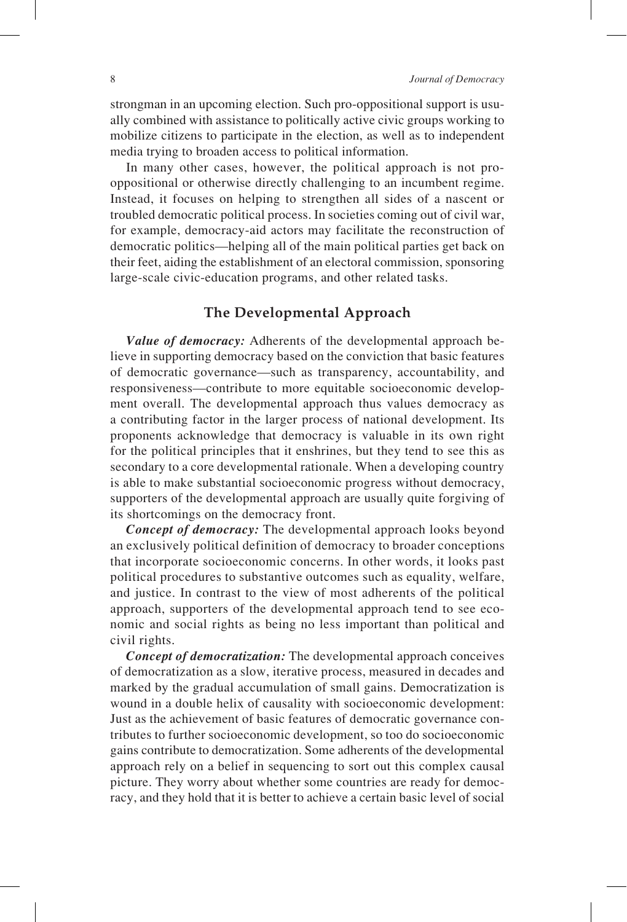strongman in an upcoming election. Such pro-oppositional support is usually combined with assistance to politically active civic groups working to mobilize citizens to participate in the election, as well as to independent media trying to broaden access to political information.

In many other cases, however, the political approach is not pro-oppositional or otherwise directly challenging to an incumbent regime. Instead, it focuses on helping to strengthen all sides of a nascent or troubled democratic political process. In societies coming out of civil war, for example, democracy-aid actors may facilitate the reconstruction of democratic politics—helping all of the main political parties get back on their feet, aiding the establishment of an electoral commission, sponsoring large-scale civic-education programs, and other related tasks.

## The Developmental Approach

***Value of democracy:*** Adherents of the developmental approach believe in supporting democracy based on the conviction that basic features of democratic governance—such as transparency, accountability, and responsiveness—contribute to more equitable socioeconomic development overall. The developmental approach thus values democracy as a contributing factor in the larger process of national development. Its proponents acknowledge that democracy is valuable in its own right for the political principles that it enshrines, but they tend to see this as secondary to a core developmental rationale. When a developing country is able to make substantial socioeconomic progress without democracy, supporters of the developmental approach are usually quite forgiving of its shortcomings on the democracy front.

***Concept of democracy:*** The developmental approach looks beyond an exclusively political definition of democracy to broader conceptions that incorporate socioeconomic concerns. In other words, it looks past political procedures to substantive outcomes such as equality, welfare, and justice. In contrast to the view of most adherents of the political approach, supporters of the developmental approach tend to see economic and social rights as being no less important than political and civil rights.

***Concept of democratization:*** The developmental approach conceives of democratization as a slow, iterative process, measured in decades and marked by the gradual accumulation of small gains. Democratization is wound in a double helix of causality with socioeconomic development: Just as the achievement of basic features of democratic governance contributes to further socioeconomic development, so too do socioeconomic gains contribute to democratization. Some adherents of the developmental approach rely on a belief in sequencing to sort out this complex causal picture. They worry about whether some countries are ready for democracy, and they hold that it is better to achieve a certain basic level of social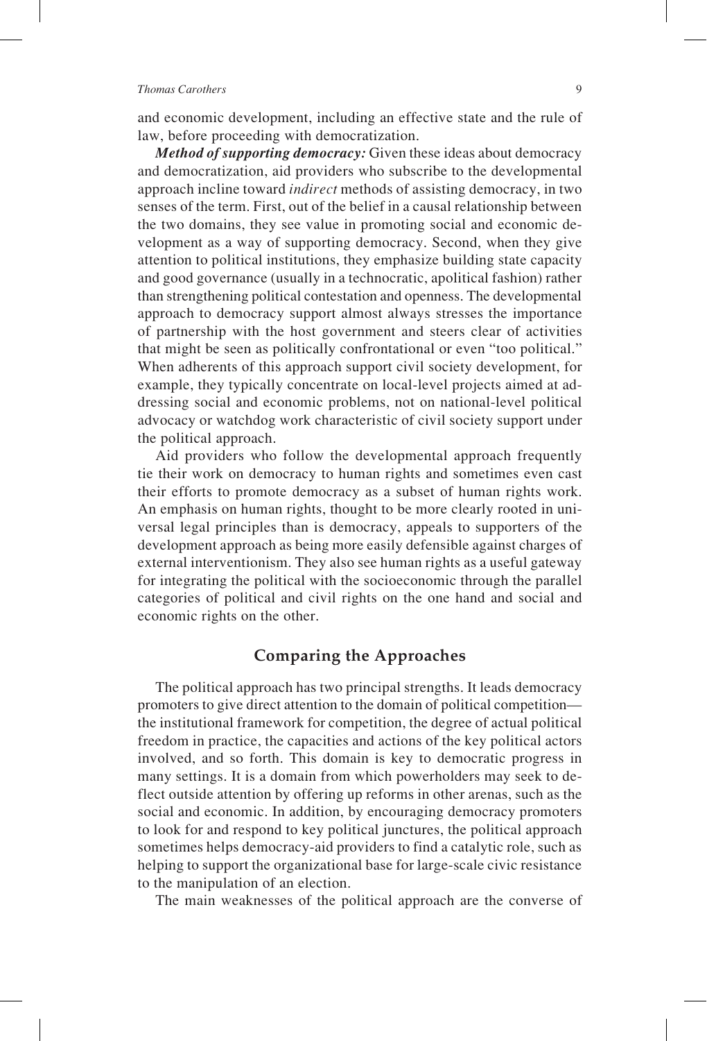and economic development, including an effective state and the rule of law, before proceeding with democratization.

***Method of supporting democracy:*** Given these ideas about democracy and democratization, aid providers who subscribe to the developmental approach incline toward *indirect* methods of assisting democracy, in two senses of the term. First, out of the belief in a causal relationship between the two domains, they see value in promoting social and economic development as a way of supporting democracy. Second, when they give attention to political institutions, they emphasize building state capacity and good governance (usually in a technocratic, apolitical fashion) rather than strengthening political contestation and openness. The developmental approach to democracy support almost always stresses the importance of partnership with the host government and steers clear of activities that might be seen as politically confrontational or even "too political." When adherents of this approach support civil society development, for example, they typically concentrate on local-level projects aimed at addressing social and economic problems, not on national-level political advocacy or watchdog work characteristic of civil society support under the political approach.

Aid providers who follow the developmental approach frequently tie their work on democracy to human rights and sometimes even cast their efforts to promote democracy as a subset of human rights work. An emphasis on human rights, thought to be more clearly rooted in universal legal principles than is democracy, appeals to supporters of the development approach as being more easily defensible against charges of external interventionism. They also see human rights as a useful gateway for integrating the political with the socioeconomic through the parallel categories of political and civil rights on the one hand and social and economic rights on the other.

## Comparing the Approaches

The political approach has two principal strengths. It leads democracy promoters to give direct attention to the domain of political competition—the institutional framework for competition, the degree of actual political freedom in practice, the capacities and actions of the key political actors involved, and so forth. This domain is key to democratic progress in many settings. It is a domain from which powerholders may seek to deflect outside attention by offering up reforms in other arenas, such as the social and economic. In addition, by encouraging democracy promoters to look for and respond to key political junctures, the political approach sometimes helps democracy-aid providers to find a catalytic role, such as helping to support the organizational base for large-scale civic resistance to the manipulation of an election.

The main weaknesses of the political approach are the converse of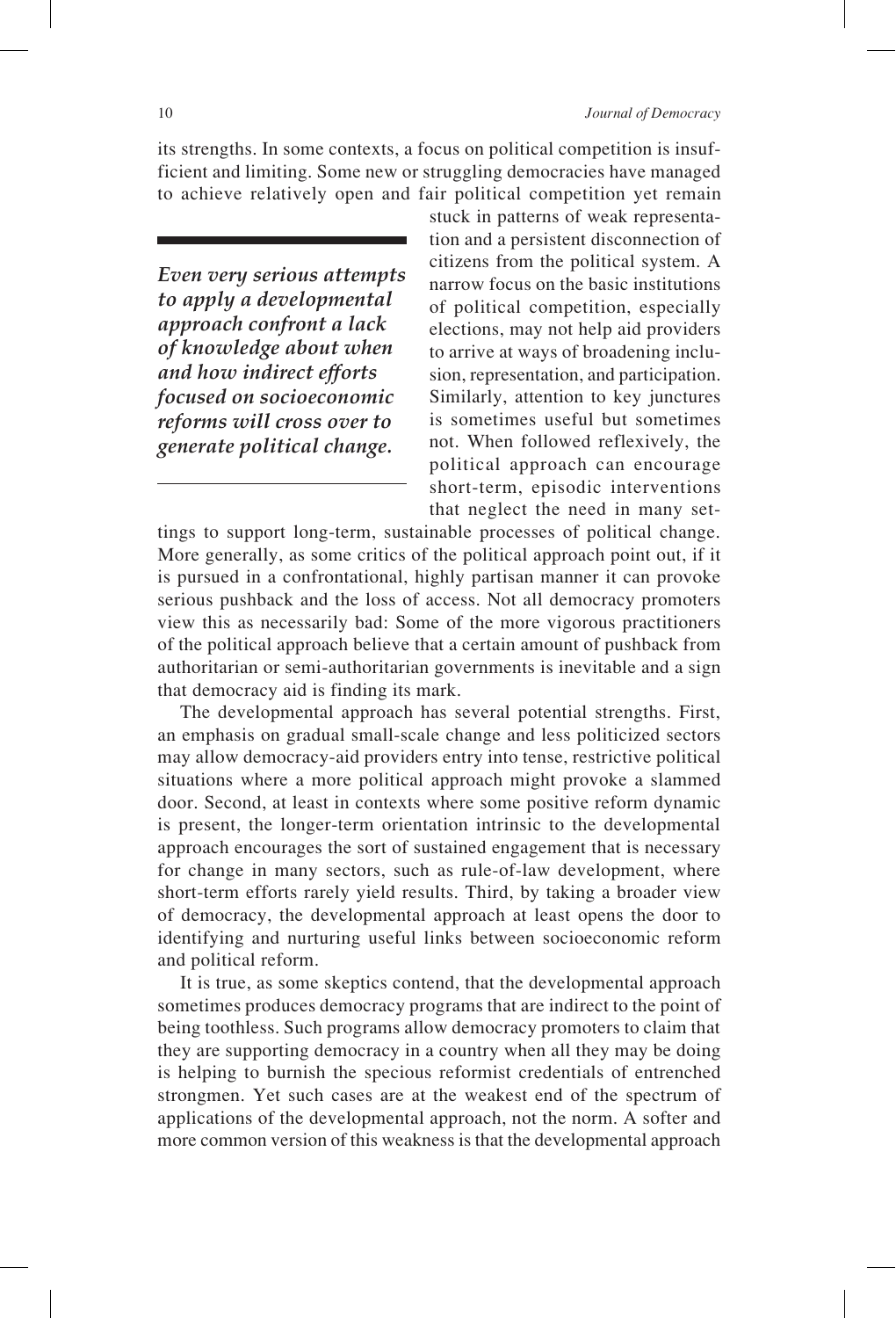its strengths. In some contexts, a focus on political competition is insufficient and limiting. Some new or struggling democracies have managed to achieve relatively open and fair political competition yet remain stuck in patterns of weak representation and a persistent disconnection of citizens from the political system. A narrow focus on the basic institutions of political competition, especially elections, may not help aid providers to arrive at ways of broadening inclusion, representation, and participation. Similarly, attention to key junctures is sometimes useful but sometimes not. When followed reflexively, the political approach can encourage short-term, episodic interventions that neglect the need in many settings to support long-term, sustainable processes of political change. More generally, as some critics of the political approach point out, if it is pursued in a confrontational, highly partisan manner it can provoke serious pushback and the loss of access. Not all democracy promoters view this as necessarily bad: Some of the more vigorous practitioners of the political approach believe that a certain amount of pushback from authoritarian or semi-authoritarian governments is inevitable and a sign that democracy aid is finding its mark.

> ***Even very serious attempts to apply a developmental approach confront a lack of knowledge about when and how indirect efforts focused on socioeconomic reforms will cross over to generate political change.***

The developmental approach has several potential strengths. First, an emphasis on gradual small-scale change and less politicized sectors may allow democracy-aid providers entry into tense, restrictive political situations where a more political approach might provoke a slammed door. Second, at least in contexts where some positive reform dynamic is present, the longer-term orientation intrinsic to the developmental approach encourages the sort of sustained engagement that is necessary for change in many sectors, such as rule-of-law development, where short-term efforts rarely yield results. Third, by taking a broader view of democracy, the developmental approach at least opens the door to identifying and nurturing useful links between socioeconomic reform and political reform.

It is true, as some skeptics contend, that the developmental approach sometimes produces democracy programs that are indirect to the point of being toothless. Such programs allow democracy promoters to claim that they are supporting democracy in a country when all they may be doing is helping to burnish the specious reformist credentials of entrenched strongmen. Yet such cases are at the weakest end of the spectrum of applications of the developmental approach, not the norm. A softer and more common version of this weakness is that the developmental approach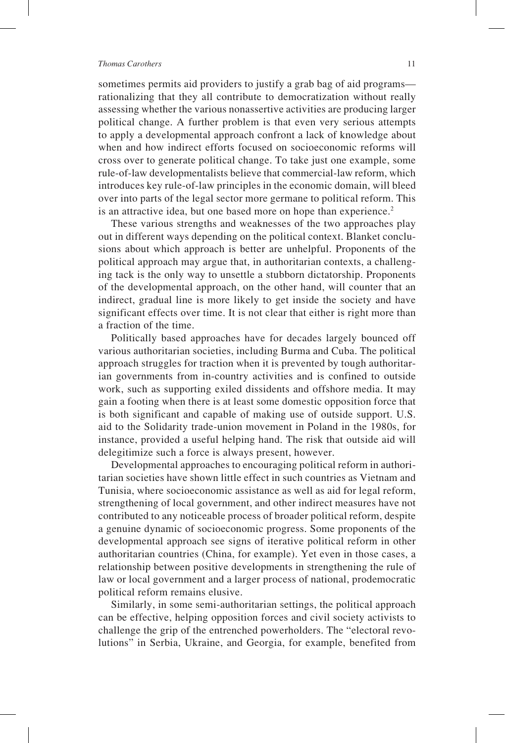sometimes permits aid providers to justify a grab bag of aid programs—rationalizing that they all contribute to democratization without really assessing whether the various nonassertive activities are producing larger political change. A further problem is that even very serious attempts to apply a developmental approach confront a lack of knowledge about when and how indirect efforts focused on socioeconomic reforms will cross over to generate political change. To take just one example, some rule-of-law developmentalists believe that commercial-law reform, which introduces key rule-of-law principles in the economic domain, will bleed over into parts of the legal sector more germane to political reform. This is an attractive idea, but one based more on hope than experience.[2]

These various strengths and weaknesses of the two approaches play out in different ways depending on the political context. Blanket conclusions about which approach is better are unhelpful. Proponents of the political approach may argue that, in authoritarian contexts, a challenging tack is the only way to unsettle a stubborn dictatorship. Proponents of the developmental approach, on the other hand, will counter that an indirect, gradual line is more likely to get inside the society and have significant effects over time. It is not clear that either is right more than a fraction of the time.

Politically based approaches have for decades largely bounced off various authoritarian societies, including Burma and Cuba. The political approach struggles for traction when it is prevented by tough authoritarian governments from in-country activities and is confined to outside work, such as supporting exiled dissidents and offshore media. It may gain a footing when there is at least some domestic opposition force that is both significant and capable of making use of outside support. U.S. aid to the Solidarity trade-union movement in Poland in the 1980s, for instance, provided a useful helping hand. The risk that outside aid will delegitimize such a force is always present, however.

Developmental approaches to encouraging political reform in authoritarian societies have shown little effect in such countries as Vietnam and Tunisia, where socioeconomic assistance as well as aid for legal reform, strengthening of local government, and other indirect measures have not contributed to any noticeable process of broader political reform, despite a genuine dynamic of socioeconomic progress. Some proponents of the developmental approach see signs of iterative political reform in other authoritarian countries (China, for example). Yet even in those cases, a relationship between positive developments in strengthening the rule of law or local government and a larger process of national, prodemocratic political reform remains elusive.

Similarly, in some semi-authoritarian settings, the political approach can be effective, helping opposition forces and civil society activists to challenge the grip of the entrenched powerholders. The "electoral revolutions" in Serbia, Ukraine, and Georgia, for example, benefited from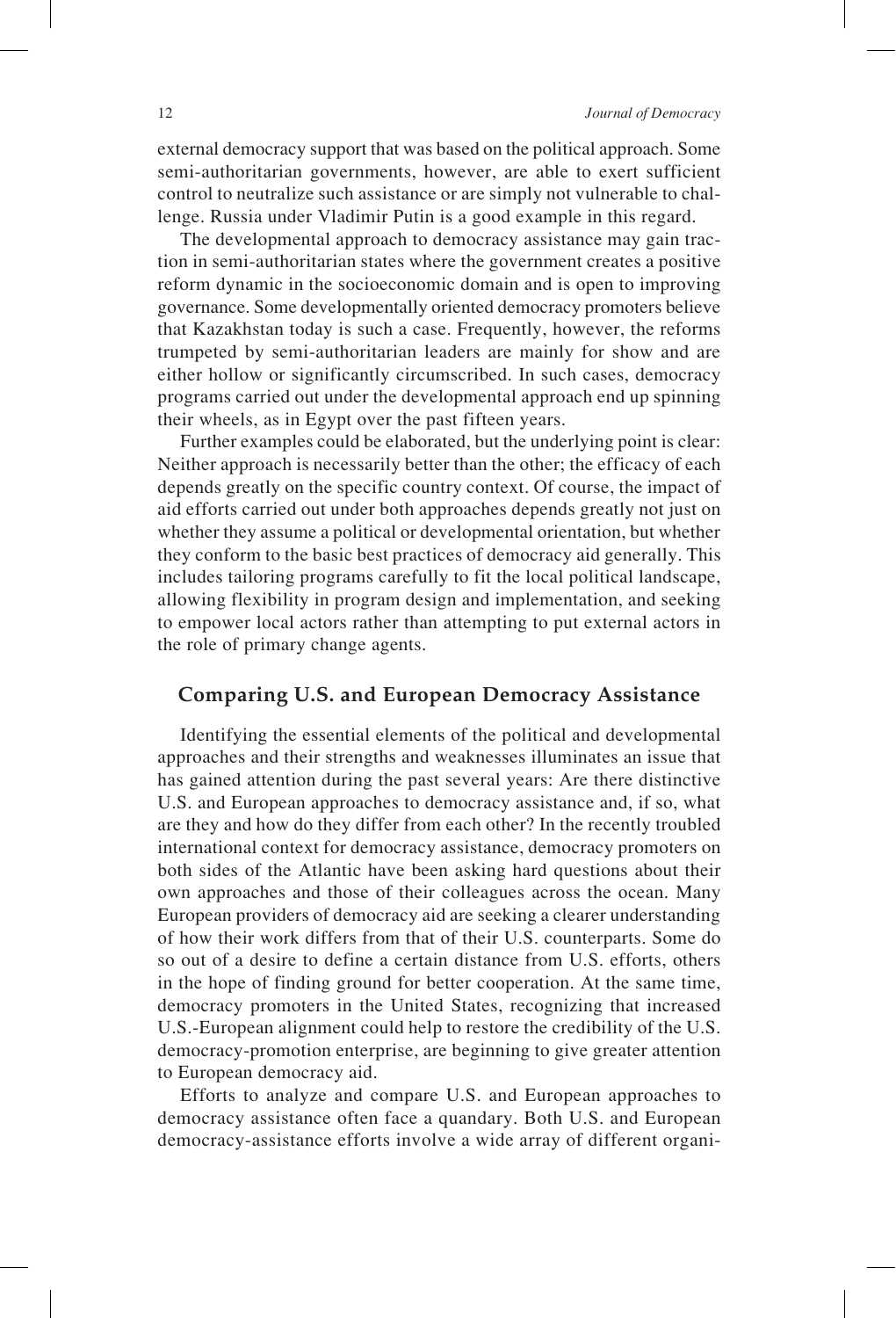external democracy support that was based on the political approach. Some semi-authoritarian governments, however, are able to exert sufficient control to neutralize such assistance or are simply not vulnerable to challenge. Russia under Vladimir Putin is a good example in this regard.

The developmental approach to democracy assistance may gain traction in semi-authoritarian states where the government creates a positive reform dynamic in the socioeconomic domain and is open to improving governance. Some developmentally oriented democracy promoters believe that Kazakhstan today is such a case. Frequently, however, the reforms trumpeted by semi-authoritarian leaders are mainly for show and are either hollow or significantly circumscribed. In such cases, democracy programs carried out under the developmental approach end up spinning their wheels, as in Egypt over the past fifteen years.

Further examples could be elaborated, but the underlying point is clear: Neither approach is necessarily better than the other; the efficacy of each depends greatly on the specific country context. Of course, the impact of aid efforts carried out under both approaches depends greatly not just on whether they assume a political or developmental orientation, but whether they conform to the basic best practices of democracy aid generally. This includes tailoring programs carefully to fit the local political landscape, allowing flexibility in program design and implementation, and seeking to empower local actors rather than attempting to put external actors in the role of primary change agents.

## Comparing U.S. and European Democracy Assistance

Identifying the essential elements of the political and developmental approaches and their strengths and weaknesses illuminates an issue that has gained attention during the past several years: Are there distinctive U.S. and European approaches to democracy assistance and, if so, what are they and how do they differ from each other? In the recently troubled international context for democracy assistance, democracy promoters on both sides of the Atlantic have been asking hard questions about their own approaches and those of their colleagues across the ocean. Many European providers of democracy aid are seeking a clearer understanding of how their work differs from that of their U.S. counterparts. Some do so out of a desire to define a certain distance from U.S. efforts, others in the hope of finding ground for better cooperation. At the same time, democracy promoters in the United States, recognizing that increased U.S.-European alignment could help to restore the credibility of the U.S. democracy-promotion enterprise, are beginning to give greater attention to European democracy aid.

Efforts to analyze and compare U.S. and European approaches to democracy assistance often face a quandary. Both U.S. and European democracy-assistance efforts involve a wide array of different organi-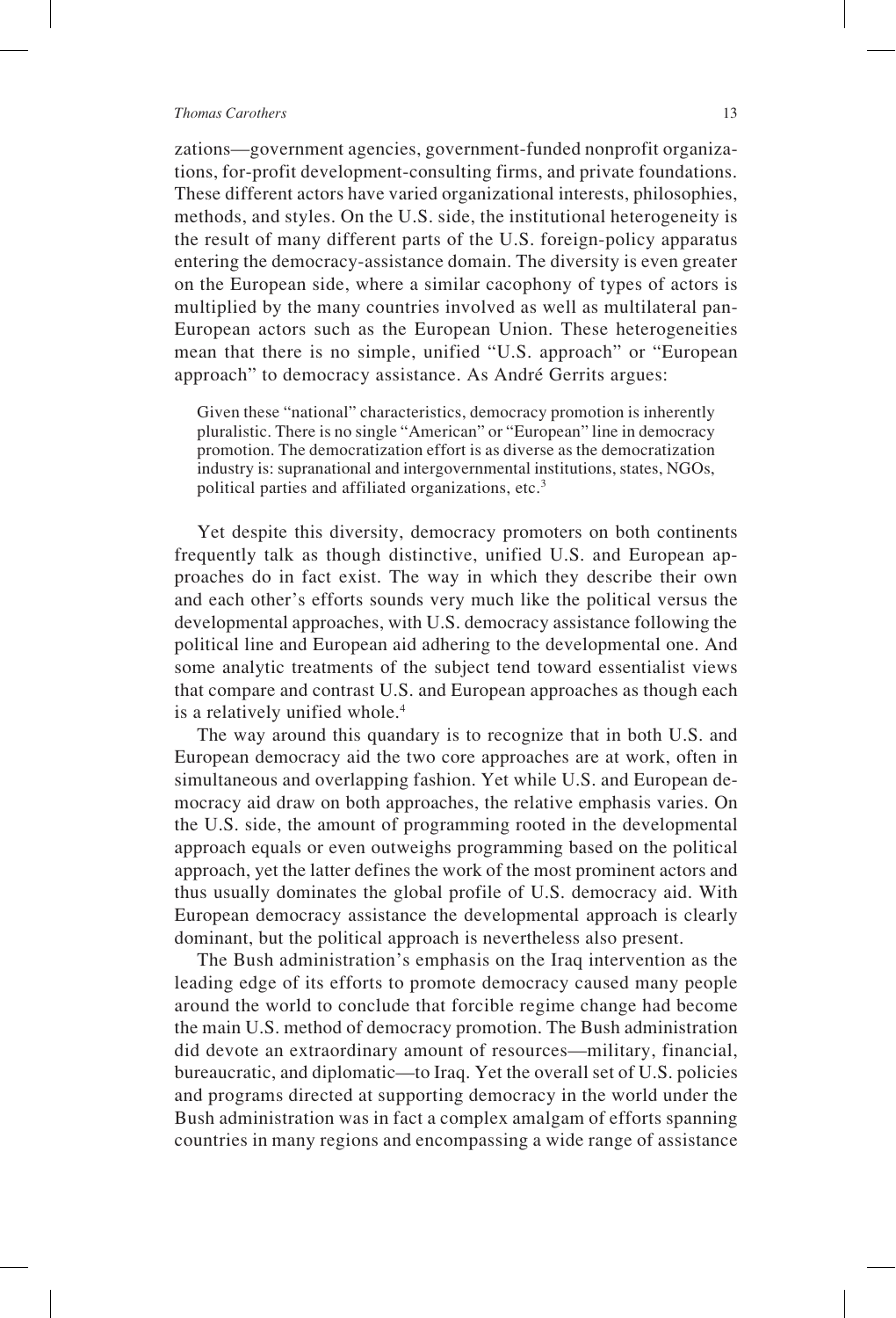zations—government agencies, government-funded nonprofit organizations, for-profit development-consulting firms, and private foundations. These different actors have varied organizational interests, philosophies, methods, and styles. On the U.S. side, the institutional heterogeneity is the result of many different parts of the U.S. foreign-policy apparatus entering the democracy-assistance domain. The diversity is even greater on the European side, where a similar cacophony of types of actors is multiplied by the many countries involved as well as multilateral pan-European actors such as the European Union. These heterogeneities mean that there is no simple, unified "U.S. approach" or "European approach" to democracy assistance. As André Gerrits argues:

> Given these "national" characteristics, democracy promotion is inherently pluralistic. There is no single "American" or "European" line in democracy promotion. The democratization effort is as diverse as the democratization industry is: supranational and intergovernmental institutions, states, NGOs, political parties and affiliated organizations, etc.[3]

Yet despite this diversity, democracy promoters on both continents frequently talk as though distinctive, unified U.S. and European approaches do in fact exist. The way in which they describe their own and each other's efforts sounds very much like the political versus the developmental approaches, with U.S. democracy assistance following the political line and European aid adhering to the developmental one. And some analytic treatments of the subject tend toward essentialist views that compare and contrast U.S. and European approaches as though each is a relatively unified whole.[4]

The way around this quandary is to recognize that in both U.S. and European democracy aid the two core approaches are at work, often in simultaneous and overlapping fashion. Yet while U.S. and European democracy aid draw on both approaches, the relative emphasis varies. On the U.S. side, the amount of programming rooted in the developmental approach equals or even outweighs programming based on the political approach, yet the latter defines the work of the most prominent actors and thus usually dominates the global profile of U.S. democracy aid. With European democracy assistance the developmental approach is clearly dominant, but the political approach is nevertheless also present.

The Bush administration's emphasis on the Iraq intervention as the leading edge of its efforts to promote democracy caused many people around the world to conclude that forcible regime change had become the main U.S. method of democracy promotion. The Bush administration did devote an extraordinary amount of resources—military, financial, bureaucratic, and diplomatic—to Iraq. Yet the overall set of U.S. policies and programs directed at supporting democracy in the world under the Bush administration was in fact a complex amalgam of efforts spanning countries in many regions and encompassing a wide range of assistance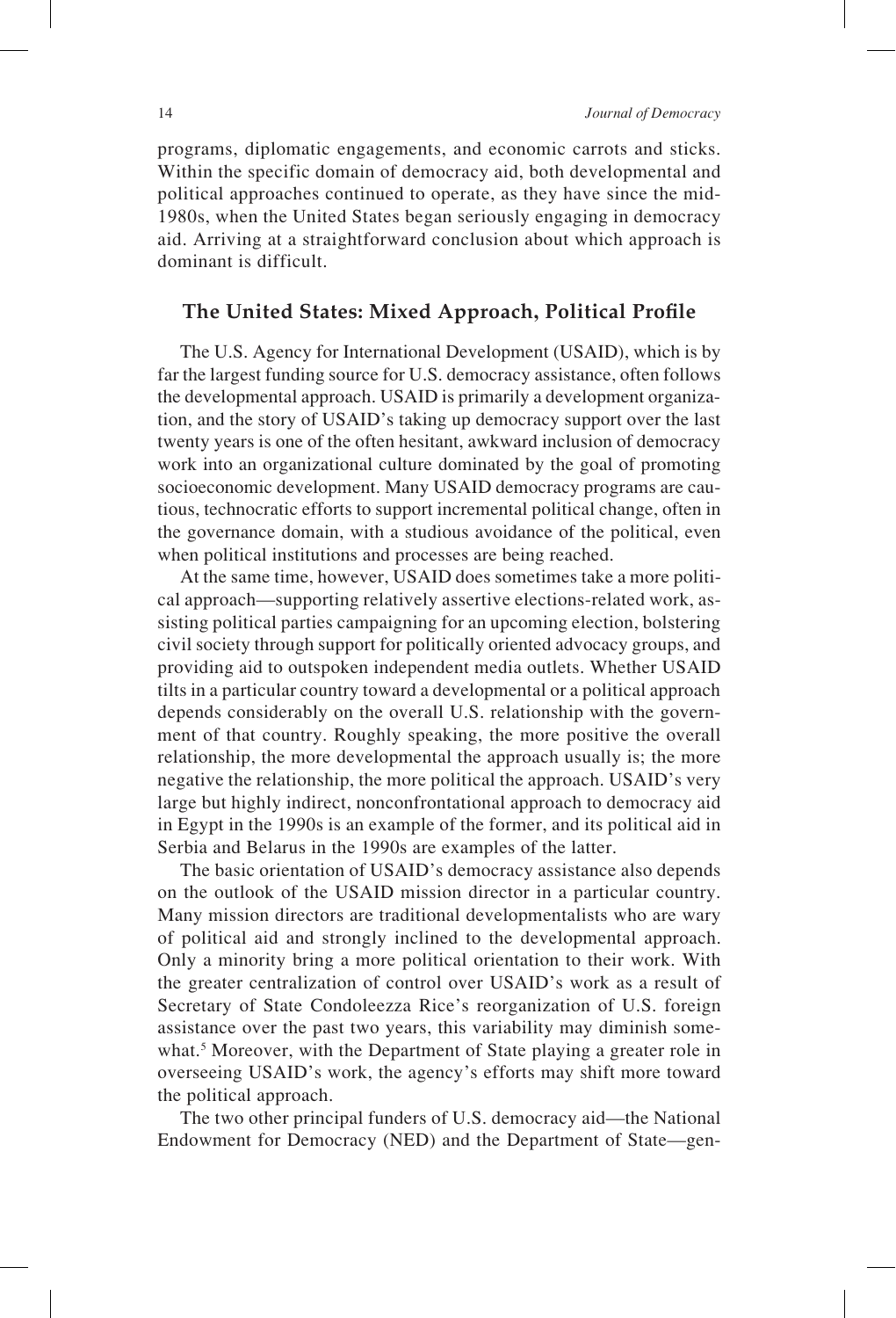programs, diplomatic engagements, and economic carrots and sticks. Within the specific domain of democracy aid, both developmental and political approaches continued to operate, as they have since the mid-1980s, when the United States began seriously engaging in democracy aid. Arriving at a straightforward conclusion about which approach is dominant is difficult.

## The United States: Mixed Approach, Political Profile

The U.S. Agency for International Development (USAID), which is by far the largest funding source for U.S. democracy assistance, often follows the developmental approach. USAID is primarily a development organization, and the story of USAID's taking up democracy support over the last twenty years is one of the often hesitant, awkward inclusion of democracy work into an organizational culture dominated by the goal of promoting socioeconomic development. Many USAID democracy programs are cautious, technocratic efforts to support incremental political change, often in the governance domain, with a studious avoidance of the political, even when political institutions and processes are being reached.

At the same time, however, USAID does sometimes take a more political approach—supporting relatively assertive elections-related work, assisting political parties campaigning for an upcoming election, bolstering civil society through support for politically oriented advocacy groups, and providing aid to outspoken independent media outlets. Whether USAID tilts in a particular country toward a developmental or a political approach depends considerably on the overall U.S. relationship with the government of that country. Roughly speaking, the more positive the overall relationship, the more developmental the approach usually is; the more negative the relationship, the more political the approach. USAID's very large but highly indirect, nonconfrontational approach to democracy aid in Egypt in the 1990s is an example of the former, and its political aid in Serbia and Belarus in the 1990s are examples of the latter.

The basic orientation of USAID's democracy assistance also depends on the outlook of the USAID mission director in a particular country. Many mission directors are traditional developmentalists who are wary of political aid and strongly inclined to the developmental approach. Only a minority bring a more political orientation to their work. With the greater centralization of control over USAID's work as a result of Secretary of State Condoleezza Rice's reorganization of U.S. foreign assistance over the past two years, this variability may diminish somewhat.[5] Moreover, with the Department of State playing a greater role in overseeing USAID's work, the agency's efforts may shift more toward the political approach.

The two other principal funders of U.S. democracy aid—the National Endowment for Democracy (NED) and the Department of State—gen-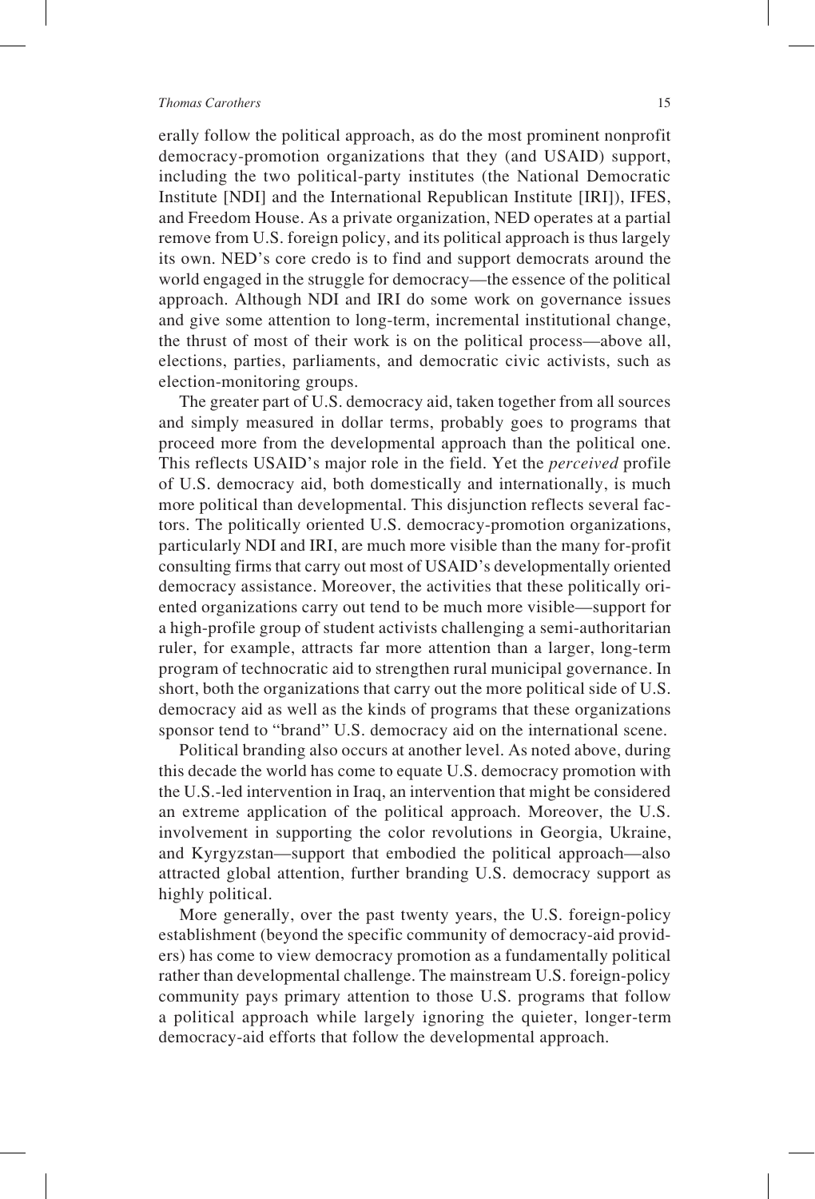erally follow the political approach, as do the most prominent nonprofit democracy-promotion organizations that they (and USAID) support, including the two political-party institutes (the National Democratic Institute [NDI] and the International Republican Institute [IRI]), IFES, and Freedom House. As a private organization, NED operates at a partial remove from U.S. foreign policy, and its political approach is thus largely its own. NED's core credo is to find and support democrats around the world engaged in the struggle for democracy—the essence of the political approach. Although NDI and IRI do some work on governance issues and give some attention to long-term, incremental institutional change, the thrust of most of their work is on the political process—above all, elections, parties, parliaments, and democratic civic activists, such as election-monitoring groups.

The greater part of U.S. democracy aid, taken together from all sources and simply measured in dollar terms, probably goes to programs that proceed more from the developmental approach than the political one. This reflects USAID's major role in the field. Yet the *perceived* profile of U.S. democracy aid, both domestically and internationally, is much more political than developmental. This disjunction reflects several factors. The politically oriented U.S. democracy-promotion organizations, particularly NDI and IRI, are much more visible than the many for-profit consulting firms that carry out most of USAID's developmentally oriented democracy assistance. Moreover, the activities that these politically oriented organizations carry out tend to be much more visible—support for a high-profile group of student activists challenging a semi-authoritarian ruler, for example, attracts far more attention than a larger, long-term program of technocratic aid to strengthen rural municipal governance. In short, both the organizations that carry out the more political side of U.S. democracy aid as well as the kinds of programs that these organizations sponsor tend to "brand" U.S. democracy aid on the international scene.

Political branding also occurs at another level. As noted above, during this decade the world has come to equate U.S. democracy promotion with the U.S.-led intervention in Iraq, an intervention that might be considered an extreme application of the political approach. Moreover, the U.S. involvement in supporting the color revolutions in Georgia, Ukraine, and Kyrgyzstan—support that embodied the political approach—also attracted global attention, further branding U.S. democracy support as highly political.

More generally, over the past twenty years, the U.S. foreign-policy establishment (beyond the specific community of democracy-aid providers) has come to view democracy promotion as a fundamentally political rather than developmental challenge. The mainstream U.S. foreign-policy community pays primary attention to those U.S. programs that follow a political approach while largely ignoring the quieter, longer-term democracy-aid efforts that follow the developmental approach.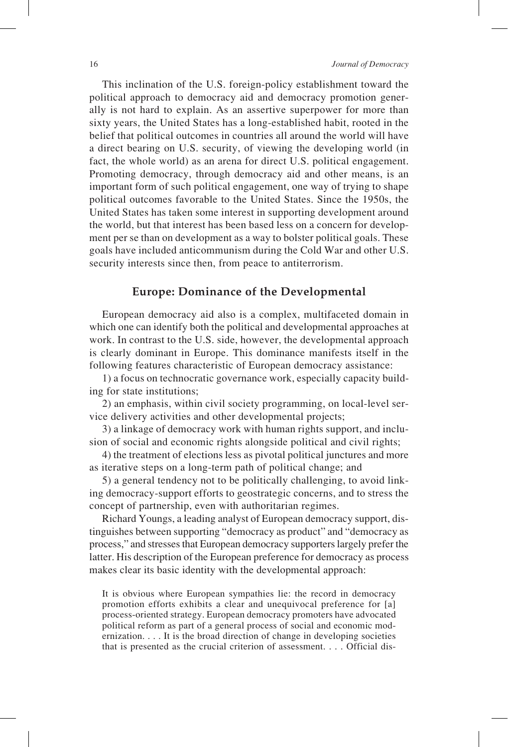This inclination of the U.S. foreign-policy establishment toward the political approach to democracy aid and democracy promotion generally is not hard to explain. As an assertive superpower for more than sixty years, the United States has a long-established habit, rooted in the belief that political outcomes in countries all around the world will have a direct bearing on U.S. security, of viewing the developing world (in fact, the whole world) as an arena for direct U.S. political engagement. Promoting democracy, through democracy aid and other means, is an important form of such political engagement, one way of trying to shape political outcomes favorable to the United States. Since the 1950s, the United States has taken some interest in supporting development around the world, but that interest has been based less on a concern for development per se than on development as a way to bolster political goals. These goals have included anticommunism during the Cold War and other U.S. security interests since then, from peace to antiterrorism.

## Europe: Dominance of the Developmental

European democracy aid also is a complex, multifaceted domain in which one can identify both the political and developmental approaches at work. In contrast to the U.S. side, however, the developmental approach is clearly dominant in Europe. This dominance manifests itself in the following features characteristic of European democracy assistance:

1) a focus on technocratic governance work, especially capacity building for state institutions;

2) an emphasis, within civil society programming, on local-level service delivery activities and other developmental projects;

3) a linkage of democracy work with human rights support, and inclusion of social and economic rights alongside political and civil rights;

4) the treatment of elections less as pivotal political junctures and more as iterative steps on a long-term path of political change; and

5) a general tendency not to be politically challenging, to avoid linking democracy-support efforts to geostrategic concerns, and to stress the concept of partnership, even with authoritarian regimes.

Richard Youngs, a leading analyst of European democracy support, distinguishes between supporting "democracy as product" and "democracy as process," and stresses that European democracy supporters largely prefer the latter. His description of the European preference for democracy as process makes clear its basic identity with the developmental approach:

> It is obvious where European sympathies lie: the record in democracy promotion efforts exhibits a clear and unequivocal preference for [a] process-oriented strategy. European democracy promoters have advocated political reform as part of a general process of social and economic modernization. . . . It is the broad direction of change in developing societies that is presented as the crucial criterion of assessment. . . . Official dis-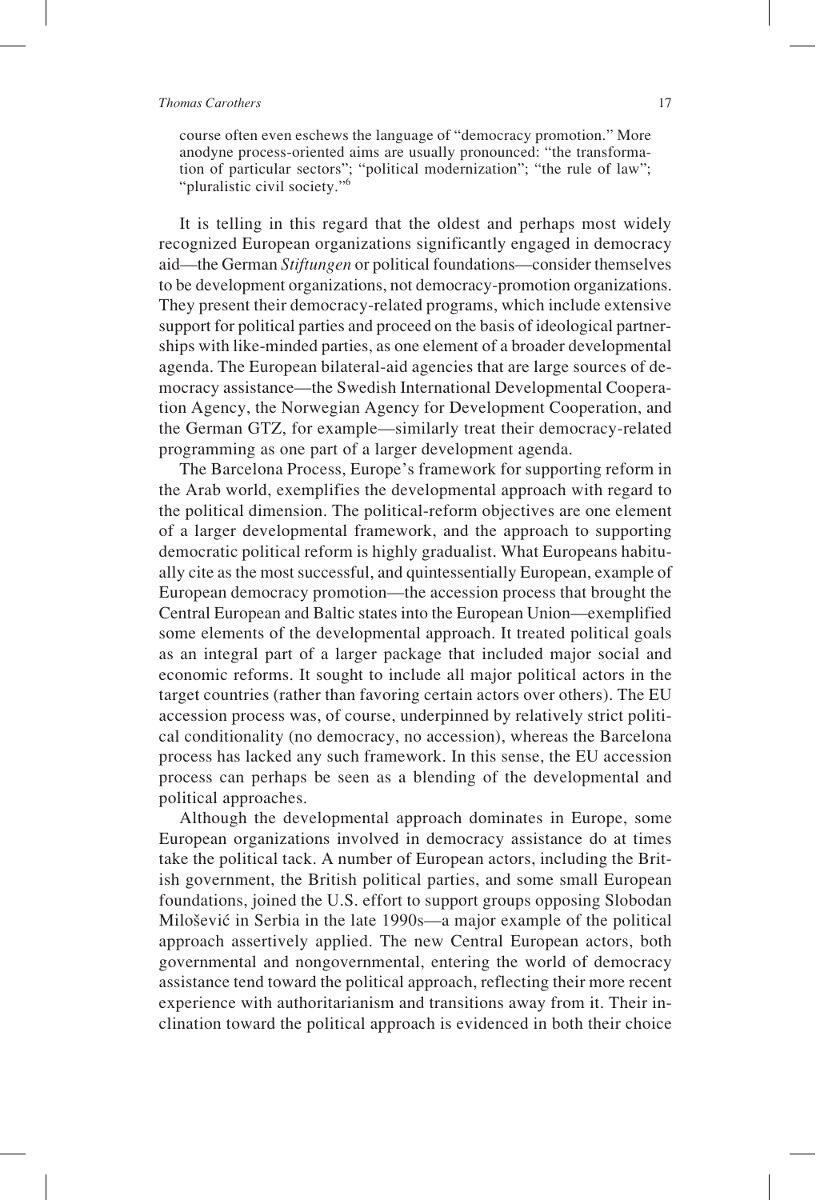course often even eschews the language of "democracy promotion." More anodyne process-oriented aims are usually pronounced: "the transformation of particular sectors"; "political modernization"; "the rule of law"; "pluralistic civil society."[6]

It is telling in this regard that the oldest and perhaps most widely recognized European organizations significantly engaged in democracy aid—the German *Stiftungen* or political foundations—consider themselves to be development organizations, not democracy-promotion organizations. They present their democracy-related programs, which include extensive support for political parties and proceed on the basis of ideological partnerships with like-minded parties, as one element of a broader developmental agenda. The European bilateral-aid agencies that are large sources of democracy assistance—the Swedish International Developmental Cooperation Agency, the Norwegian Agency for Development Cooperation, and the German GTZ, for example—similarly treat their democracy-related programming as one part of a larger development agenda.

The Barcelona Process, Europe's framework for supporting reform in the Arab world, exemplifies the developmental approach with regard to the political dimension. The political-reform objectives are one element of a larger developmental framework, and the approach to supporting democratic political reform is highly gradualist. What Europeans habitually cite as the most successful, and quintessentially European, example of European democracy promotion—the accession process that brought the Central European and Baltic states into the European Union—exemplified some elements of the developmental approach. It treated political goals as an integral part of a larger package that included major social and economic reforms. It sought to include all major political actors in the target countries (rather than favoring certain actors over others). The EU accession process was, of course, underpinned by relatively strict political conditionality (no democracy, no accession), whereas the Barcelona process has lacked any such framework. In this sense, the EU accession process can perhaps be seen as a blending of the developmental and political approaches.

Although the developmental approach dominates in Europe, some European organizations involved in democracy assistance do at times take the political tack. A number of European actors, including the British government, the British political parties, and some small European foundations, joined the U.S. effort to support groups opposing Slobodan Milošević in Serbia in the late 1990s—a major example of the political approach assertively applied. The new Central European actors, both governmental and nongovernmental, entering the world of democracy assistance tend toward the political approach, reflecting their more recent experience with authoritarianism and transitions away from it. Their inclination toward the political approach is evidenced in both their choice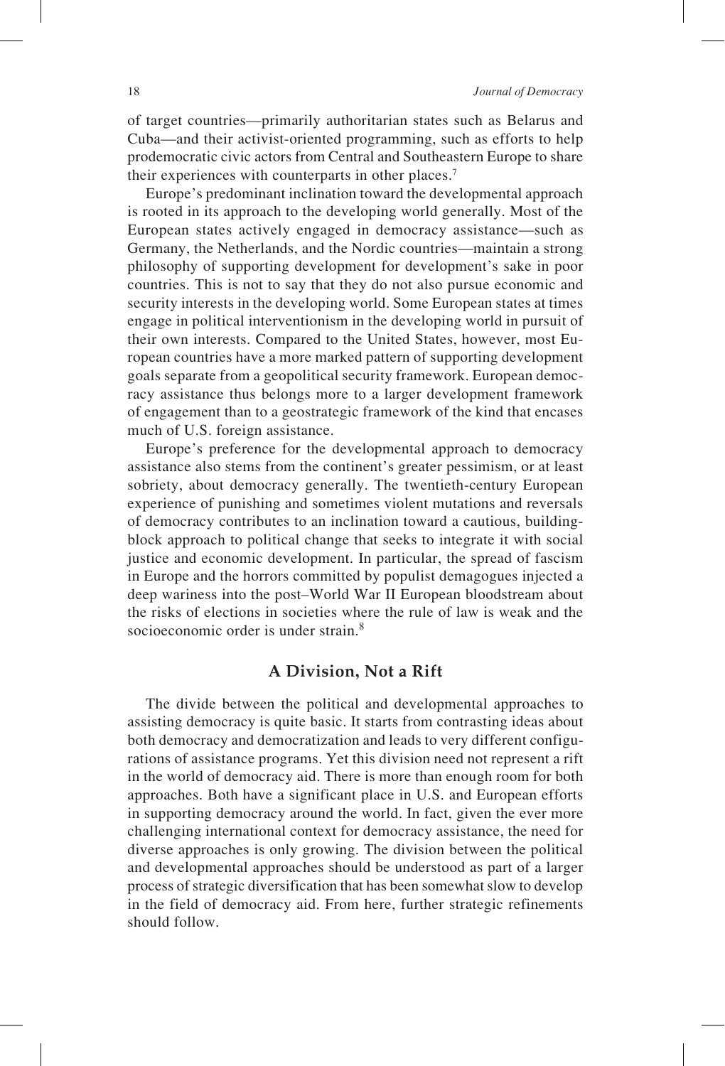of target countries—primarily authoritarian states such as Belarus and Cuba—and their activist-oriented programming, such as efforts to help prodemocratic civic actors from Central and Southeastern Europe to share their experiences with counterparts in other places.[7]

Europe's predominant inclination toward the developmental approach is rooted in its approach to the developing world generally. Most of the European states actively engaged in democracy assistance—such as Germany, the Netherlands, and the Nordic countries—maintain a strong philosophy of supporting development for development's sake in poor countries. This is not to say that they do not also pursue economic and security interests in the developing world. Some European states at times engage in political interventionism in the developing world in pursuit of their own interests. Compared to the United States, however, most European countries have a more marked pattern of supporting development goals separate from a geopolitical security framework. European democracy assistance thus belongs more to a larger development framework of engagement than to a geostrategic framework of the kind that encases much of U.S. foreign assistance.

Europe's preference for the developmental approach to democracy assistance also stems from the continent's greater pessimism, or at least sobriety, about democracy generally. The twentieth-century European experience of punishing and sometimes violent mutations and reversals of democracy contributes to an inclination toward a cautious, building-block approach to political change that seeks to integrate it with social justice and economic development. In particular, the spread of fascism in Europe and the horrors committed by populist demagogues injected a deep wariness into the post–World War II European bloodstream about the risks of elections in societies where the rule of law is weak and the socioeconomic order is under strain.[8]

## A Division, Not a Rift

The divide between the political and developmental approaches to assisting democracy is quite basic. It starts from contrasting ideas about both democracy and democratization and leads to very different configurations of assistance programs. Yet this division need not represent a rift in the world of democracy aid. There is more than enough room for both approaches. Both have a significant place in U.S. and European efforts in supporting democracy around the world. In fact, given the ever more challenging international context for democracy assistance, the need for diverse approaches is only growing. The division between the political and developmental approaches should be understood as part of a larger process of strategic diversification that has been somewhat slow to develop in the field of democracy aid. From here, further strategic refinements should follow.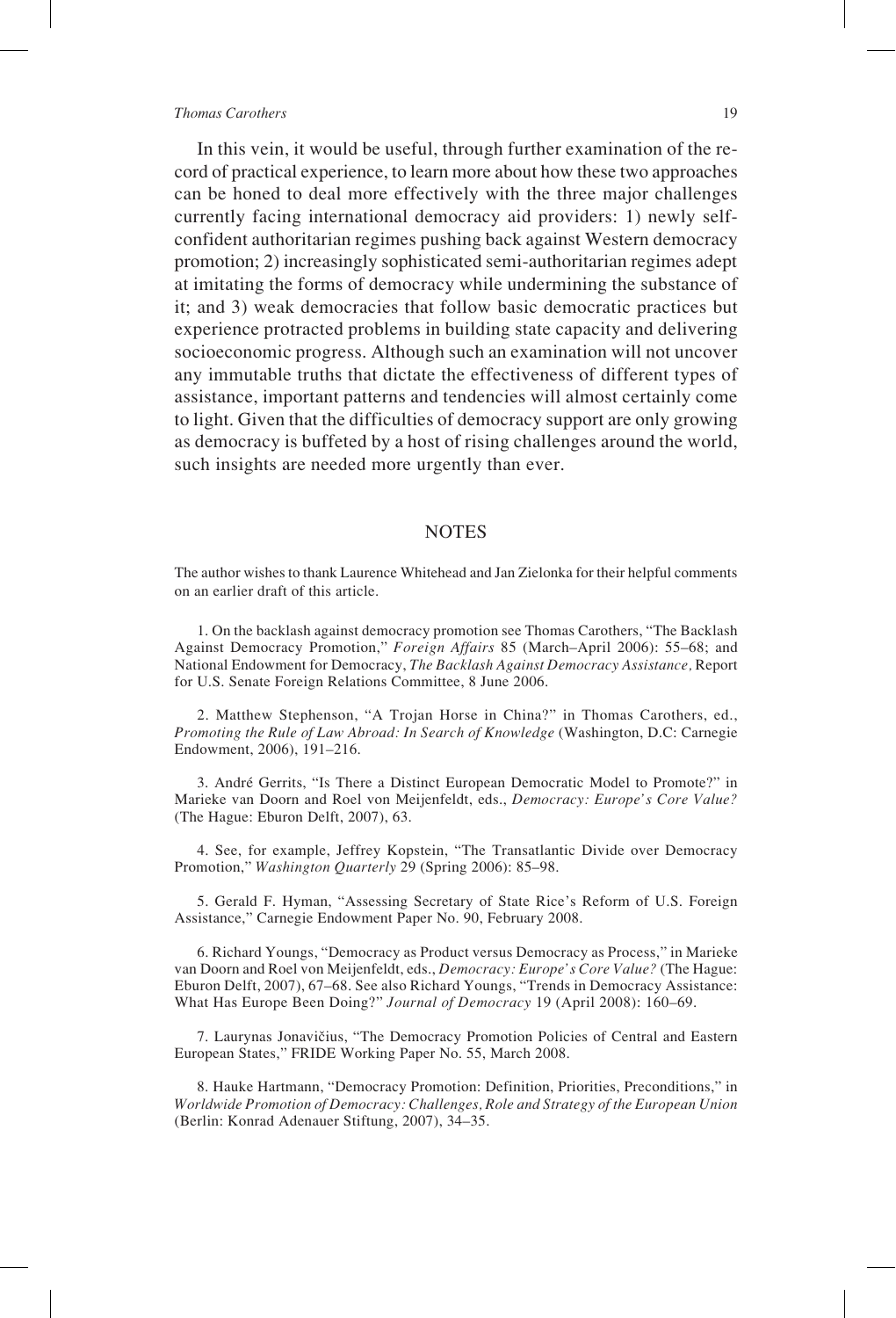In this vein, it would be useful, through further examination of the record of practical experience, to learn more about how these two approaches can be honed to deal more effectively with the three major challenges currently facing international democracy aid providers: 1) newly self-confident authoritarian regimes pushing back against Western democracy promotion; 2) increasingly sophisticated semi-authoritarian regimes adept at imitating the forms of democracy while undermining the substance of it; and 3) weak democracies that follow basic democratic practices but experience protracted problems in building state capacity and delivering socioeconomic progress. Although such an examination will not uncover any immutable truths that dictate the effectiveness of different types of assistance, important patterns and tendencies will almost certainly come to light. Given that the difficulties of democracy support are only growing as democracy is buffeted by a host of rising challenges around the world, such insights are needed more urgently than ever.

## NOTES

The author wishes to thank Laurence Whitehead and Jan Zielonka for their helpful comments on an earlier draft of this article.

1. On the backlash against democracy promotion see Thomas Carothers, "The Backlash Against Democracy Promotion," *Foreign Affairs* 85 (March–April 2006): 55–68; and National Endowment for Democracy, *The Backlash Against Democracy Assistance,* Report for U.S. Senate Foreign Relations Committee, 8 June 2006.

2. Matthew Stephenson, "A Trojan Horse in China?" in Thomas Carothers, ed., *Promoting the Rule of Law Abroad: In Search of Knowledge* (Washington, D.C: Carnegie Endowment, 2006), 191–216.

3. André Gerrits, "Is There a Distinct European Democratic Model to Promote?" in Marieke van Doorn and Roel von Meijenfeldt, eds., *Democracy: Europe's Core Value?* (The Hague: Eburon Delft, 2007), 63.

4. See, for example, Jeffrey Kopstein, "The Transatlantic Divide over Democracy Promotion," *Washington Quarterly* 29 (Spring 2006): 85–98.

5. Gerald F. Hyman, "Assessing Secretary of State Rice's Reform of U.S. Foreign Assistance," Carnegie Endowment Paper No. 90, February 2008.

6. Richard Youngs, "Democracy as Product versus Democracy as Process," in Marieke van Doorn and Roel von Meijenfeldt, eds., *Democracy: Europe's Core Value?* (The Hague: Eburon Delft, 2007), 67–68. See also Richard Youngs, "Trends in Democracy Assistance: What Has Europe Been Doing?" *Journal of Democracy* 19 (April 2008): 160–69.

7. Laurynas Jonavičius, "The Democracy Promotion Policies of Central and Eastern European States," FRIDE Working Paper No. 55, March 2008.

8. Hauke Hartmann, "Democracy Promotion: Definition, Priorities, Preconditions," in *Worldwide Promotion of Democracy: Challenges, Role and Strategy of the European Union* (Berlin: Konrad Adenauer Stiftung, 2007), 34–35.